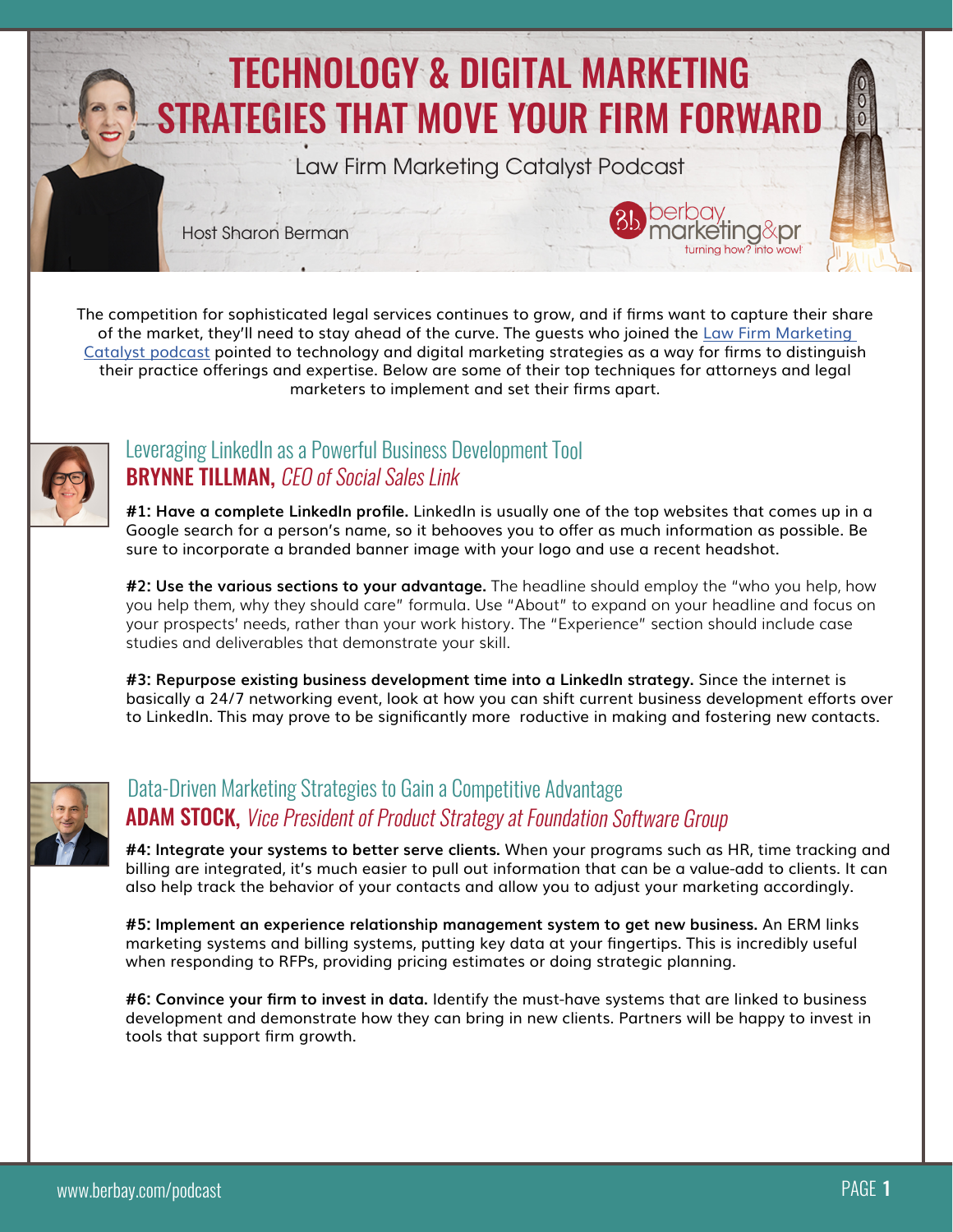# TECHNOLOGY & DIGITAL MARKETING STRATEGIES THAT MOVE YOUR FIRM FORWARD

Law Firm Marketing Catalyst Podcast

Host Sharon Berman

berbay marketing&pr
turning how? into wow!

The competition for sophisticated legal services continues to grow, and if firms want to capture their share of the market, they'll need to stay ahead of the curve. The guests who joined the Law Firm Marketing Catalyst podcast pointed to technology and digital marketing strategies as a way for firms to distinguish their practice offerings and expertise. Below are some of their top techniques for attorneys and legal marketers to implement and set their firms apart.

## Leveraging LinkedIn as a Powerful Business Development Tool

### BRYNNE TILLMAN, *CEO of Social Sales Link*

**#1: Have a complete LinkedIn profile.** LinkedIn is usually one of the top websites that comes up in a Google search for a person's name, so it behooves you to offer as much information as possible. Be sure to incorporate a branded banner image with your logo and use a recent headshot.

**#2: Use the various sections to your advantage.** The headline should employ the "who you help, how you help them, why they should care" formula. Use "About" to expand on your headline and focus on your prospects' needs, rather than your work history. The "Experience" section should include case studies and deliverables that demonstrate your skill.

**#3: Repurpose existing business development time into a LinkedIn strategy.** Since the internet is basically a 24/7 networking event, look at how you can shift current business development efforts over to LinkedIn. This may prove to be significantly more roductive in making and fostering new contacts.

## Data-Driven Marketing Strategies to Gain a Competitive Advantage

### ADAM STOCK, *Vice President of Product Strategy at Foundation Software Group*

**#4: Integrate your systems to better serve clients.** When your programs such as HR, time tracking and billing are integrated, it's much easier to pull out information that can be a value-add to clients. It can also help track the behavior of your contacts and allow you to adjust your marketing accordingly.

**#5: Implement an experience relationship management system to get new business.** An ERM links marketing systems and billing systems, putting key data at your fingertips. This is incredibly useful when responding to RFPs, providing pricing estimates or doing strategic planning.

**#6: Convince your firm to invest in data.** Identify the must-have systems that are linked to business development and demonstrate how they can bring in new clients. Partners will be happy to invest in tools that support firm growth.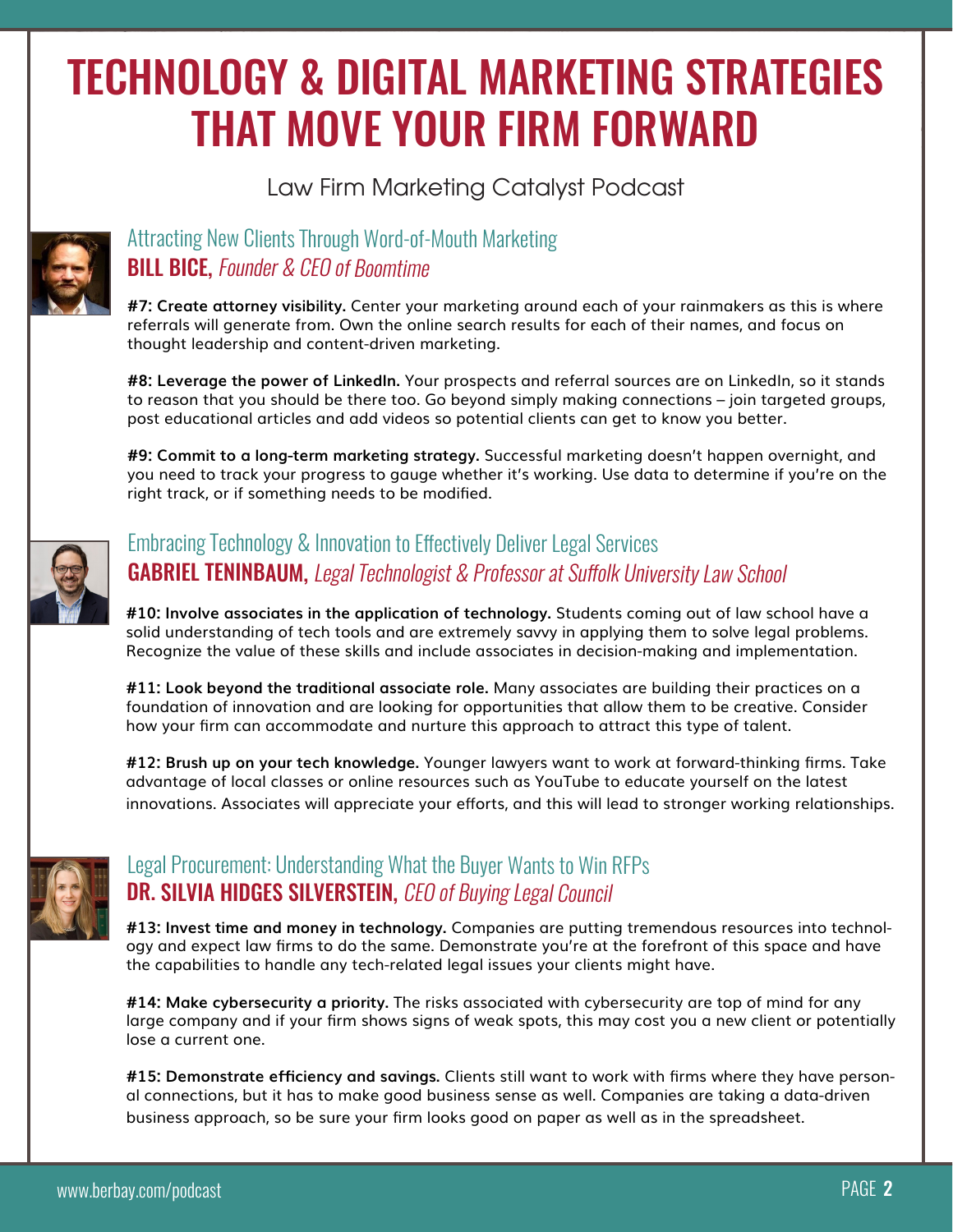# TECHNOLOGY & DIGITAL MARKETING STRATEGIES THAT MOVE YOUR FIRM FORWARD

Law Firm Marketing Catalyst Podcast

## Attracting New Clients Through Word-of-Mouth Marketing

**BILL BICE,** *Founder & CEO of Boomtime*

**#7: Create attorney visibility.** Center your marketing around each of your rainmakers as this is where referrals will generate from. Own the online search results for each of their names, and focus on thought leadership and content-driven marketing.

**#8: Leverage the power of LinkedIn.** Your prospects and referral sources are on LinkedIn, so it stands to reason that you should be there too. Go beyond simply making connections – join targeted groups, post educational articles and add videos so potential clients can get to know you better.

**#9: Commit to a long-term marketing strategy.** Successful marketing doesn't happen overnight, and you need to track your progress to gauge whether it's working. Use data to determine if you're on the right track, or if something needs to be modified.

## Embracing Technology & Innovation to Effectively Deliver Legal Services

**GABRIEL TENINBAUM,** *Legal Technologist & Professor at Suffolk University Law School*

**#10: Involve associates in the application of technology.** Students coming out of law school have a solid understanding of tech tools and are extremely savvy in applying them to solve legal problems. Recognize the value of these skills and include associates in decision-making and implementation.

**#11: Look beyond the traditional associate role.** Many associates are building their practices on a foundation of innovation and are looking for opportunities that allow them to be creative. Consider how your firm can accommodate and nurture this approach to attract this type of talent.

**#12: Brush up on your tech knowledge.** Younger lawyers want to work at forward-thinking firms. Take advantage of local classes or online resources such as YouTube to educate yourself on the latest innovations. Associates will appreciate your efforts, and this will lead to stronger working relationships.

## Legal Procurement: Understanding What the Buyer Wants to Win RFPs

**DR. SILVIA HIDGES SILVERSTEIN,** *CEO of Buying Legal Council*

**#13: Invest time and money in technology.** Companies are putting tremendous resources into technology and expect law firms to do the same. Demonstrate you're at the forefront of this space and have the capabilities to handle any tech-related legal issues your clients might have.

**#14: Make cybersecurity a priority.** The risks associated with cybersecurity are top of mind for any large company and if your firm shows signs of weak spots, this may cost you a new client or potentially lose a current one.

**#15: Demonstrate efficiency and savings.** Clients still want to work with firms where they have personal connections, but it has to make good business sense as well. Companies are taking a data-driven business approach, so be sure your firm looks good on paper as well as in the spreadsheet.

www.berbay.com/podcast